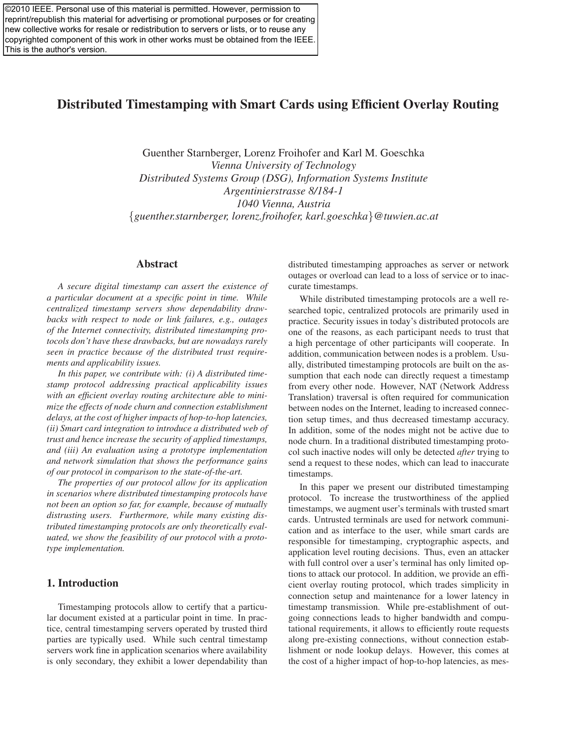©2010 IEEE. Personal use of this material is permitted. However, permission to reprint/republish this material for advertising or promotional purposes or for creating new collective works for resale or redistribution to servers or lists, or to reuse any copyrighted component of this work in other works must be obtained from the IEEE. This is the author's version.

# Distributed Timestamping with Smart Cards using Efficient Overlay Routing

Guenther Starnberger, Lorenz Froihofer and Karl M. Goeschka
*Vienna University of Technology*
*Distributed Systems Group (DSG), Information Systems Institute*
*Argentinierstrasse 8/184-1*
*1040 Vienna, Austria*
{*guenther.starnberger, lorenz.froihofer, karl.goeschka*}*@tuwien.ac.at*

## Abstract

*A secure digital timestamp can assert the existence of a particular document at a specific point in time. While centralized timestamp servers show dependability drawbacks with respect to node or link failures, e.g., outages of the Internet connectivity, distributed timestamping protocols don't have these drawbacks, but are nowadays rarely seen in practice because of the distributed trust requirements and applicability issues.*

*In this paper, we contribute with: (i) A distributed timestamp protocol addressing practical applicability issues with an efficient overlay routing architecture able to minimize the effects of node churn and connection establishment delays, at the cost of higher impacts of hop-to-hop latencies, (ii) Smart card integration to introduce a distributed web of trust and hence increase the security of applied timestamps, and (iii) An evaluation using a prototype implementation and network simulation that shows the performance gains of our protocol in comparison to the state-of-the-art.*

*The properties of our protocol allow for its application in scenarios where distributed timestamping protocols have not been an option so far, for example, because of mutually distrusting users. Furthermore, while many existing distributed timestamping protocols are only theoretically evaluated, we show the feasibility of our protocol with a prototype implementation.*

## 1. Introduction

Timestamping protocols allow to certify that a particular document existed at a particular point in time. In practice, central timestamping servers operated by trusted third parties are typically used. While such central timestamp servers work fine in application scenarios where availability is only secondary, they exhibit a lower dependability than distributed timestamping approaches as server or network outages or overload can lead to a loss of service or to inaccurate timestamps.

While distributed timestamping protocols are a well researched topic, centralized protocols are primarily used in practice. Security issues in today's distributed protocols are one of the reasons, as each participant needs to trust that a high percentage of other participants will cooperate. In addition, communication between nodes is a problem. Usually, distributed timestamping protocols are built on the assumption that each node can directly request a timestamp from every other node. However, NAT (Network Address Translation) traversal is often required for communication between nodes on the Internet, leading to increased connection setup times, and thus decreased timestamp accuracy. In addition, some of the nodes might not be active due to node churn. In a traditional distributed timestamping protocol such inactive nodes will only be detected *after* trying to send a request to these nodes, which can lead to inaccurate timestamps.

In this paper we present our distributed timestamping protocol. To increase the trustworthiness of the applied timestamps, we augment user's terminals with trusted smart cards. Untrusted terminals are used for network communication and as interface to the user, while smart cards are responsible for timestamping, cryptographic aspects, and application level routing decisions. Thus, even an attacker with full control over a user's terminal has only limited options to attack our protocol. In addition, we provide an efficient overlay routing protocol, which trades simplicity in connection setup and maintenance for a lower latency in timestamp transmission. While pre-establishment of outgoing connections leads to higher bandwidth and computational requirements, it allows to efficiently route requests along pre-existing connections, without connection establishment or node lookup delays. However, this comes at the cost of a higher impact of hop-to-hop latencies, as mes-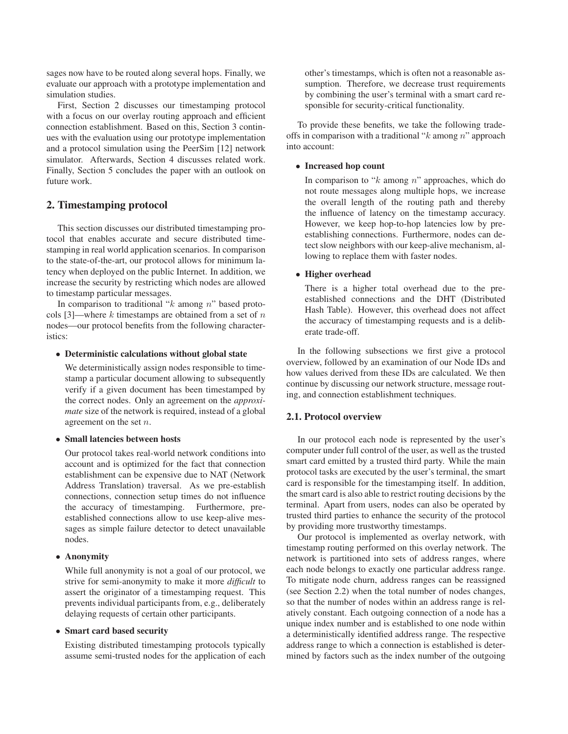sages now have to be routed along several hops. Finally, we evaluate our approach with a prototype implementation and simulation studies.

First, Section 2 discusses our timestamping protocol with a focus on our overlay routing approach and efficient connection establishment. Based on this, Section 3 continues with the evaluation using our prototype implementation and a protocol simulation using the PeerSim [12] network simulator. Afterwards, Section 4 discusses related work. Finally, Section 5 concludes the paper with an outlook on future work.

## 2. Timestamping protocol

This section discusses our distributed timestamping protocol that enables accurate and secure distributed timestamping in real world application scenarios. In comparison to the state-of-the-art, our protocol allows for minimum latency when deployed on the public Internet. In addition, we increase the security by restricting which nodes are allowed to timestamp particular messages.

In comparison to traditional "$k$ among $n$" based protocols [3]—where $k$ timestamps are obtained from a set of $n$ nodes—our protocol benefits from the following characteristics:

- **Deterministic calculations without global state**

  We deterministically assign nodes responsible to timestamp a particular document allowing to subsequently verify if a given document has been timestamped by the correct nodes. Only an agreement on the *approximate* size of the network is required, instead of a global agreement on the set $n$.

- **Small latencies between hosts**

  Our protocol takes real-world network conditions into account and is optimized for the fact that connection establishment can be expensive due to NAT (Network Address Translation) traversal. As we pre-establish connections, connection setup times do not influence the accuracy of timestamping. Furthermore, pre-established connections allow to use keep-alive messages as simple failure detector to detect unavailable nodes.

- **Anonymity**

  While full anonymity is not a goal of our protocol, we strive for semi-anonymity to make it more *difficult* to assert the originator of a timestamping request. This prevents individual participants from, e.g., deliberately delaying requests of certain other participants.

- **Smart card based security**

  Existing distributed timestamping protocols typically assume semi-trusted nodes for the application of each other's timestamps, which is often not a reasonable assumption. Therefore, we decrease trust requirements by combining the user's terminal with a smart card responsible for security-critical functionality.

To provide these benefits, we take the following trade-offs in comparison with a traditional "$k$ among $n$" approach into account:

- **Increased hop count**

  In comparison to "$k$ among $n$" approaches, which do not route messages along multiple hops, we increase the overall length of the routing path and thereby the influence of latency on the timestamp accuracy. However, we keep hop-to-hop latencies low by pre-establishing connections. Furthermore, nodes can detect slow neighbors with our keep-alive mechanism, allowing to replace them with faster nodes.

- **Higher overhead**

  There is a higher total overhead due to the pre-established connections and the DHT (Distributed Hash Table). However, this overhead does not affect the accuracy of timestamping requests and is a deliberate trade-off.

In the following subsections we first give a protocol overview, followed by an examination of our Node IDs and how values derived from these IDs are calculated. We then continue by discussing our network structure, message routing, and connection establishment techniques.

### 2.1. Protocol overview

In our protocol each node is represented by the user's computer under full control of the user, as well as the trusted smart card emitted by a trusted third party. While the main protocol tasks are executed by the user's terminal, the smart card is responsible for the timestamping itself. In addition, the smart card is also able to restrict routing decisions by the terminal. Apart from users, nodes can also be operated by trusted third parties to enhance the security of the protocol by providing more trustworthy timestamps.

Our protocol is implemented as overlay network, with timestamp routing performed on this overlay network. The network is partitioned into sets of address ranges, where each node belongs to exactly one particular address range. To mitigate node churn, address ranges can be reassigned (see Section 2.2) when the total number of nodes changes, so that the number of nodes within an address range is relatively constant. Each outgoing connection of a node has a unique index number and is established to one node within a deterministically identified address range. The respective address range to which a connection is established is determined by factors such as the index number of the outgoing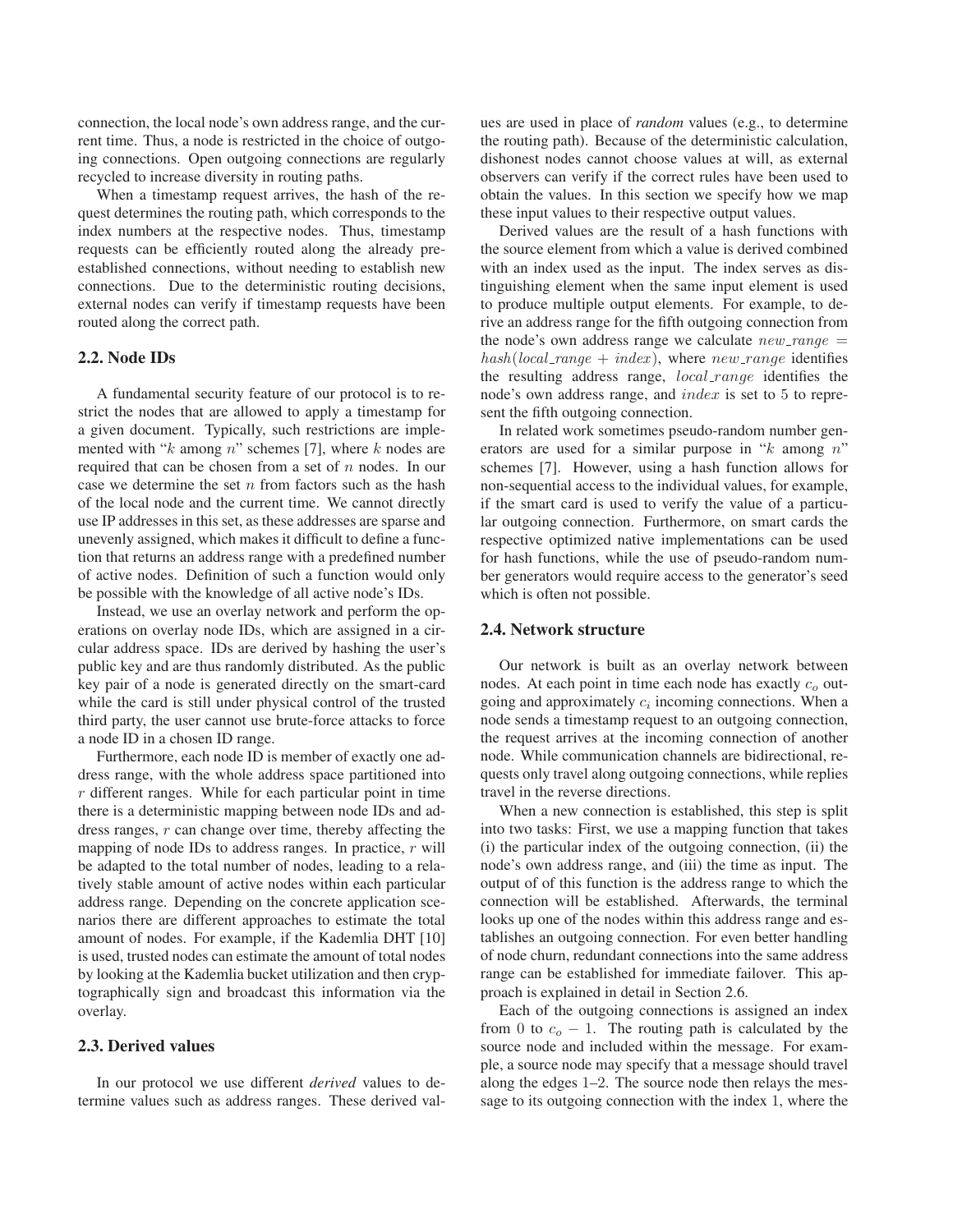connection, the local node's own address range, and the current time. Thus, a node is restricted in the choice of outgoing connections. Open outgoing connections are regularly recycled to increase diversity in routing paths.

When a timestamp request arrives, the hash of the request determines the routing path, which corresponds to the index numbers at the respective nodes. Thus, timestamp requests can be efficiently routed along the already pre-established connections, without needing to establish new connections. Due to the deterministic routing decisions, external nodes can verify if timestamp requests have been routed along the correct path.

### 2.2. Node IDs

A fundamental security feature of our protocol is to restrict the nodes that are allowed to apply a timestamp for a given document. Typically, such restrictions are implemented with "$k$ among $n$" schemes [7], where $k$ nodes are required that can be chosen from a set of $n$ nodes. In our case we determine the set $n$ from factors such as the hash of the local node and the current time. We cannot directly use IP addresses in this set, as these addresses are sparse and unevenly assigned, which makes it difficult to define a function that returns an address range with a predefined number of active nodes. Definition of such a function would only be possible with the knowledge of all active node's IDs.

Instead, we use an overlay network and perform the operations on overlay node IDs, which are assigned in a circular address space. IDs are derived by hashing the user's public key and are thus randomly distributed. As the public key pair of a node is generated directly on the smart-card while the card is still under physical control of the trusted third party, the user cannot use brute-force attacks to force a node ID in a chosen ID range.

Furthermore, each node ID is member of exactly one address range, with the whole address space partitioned into $r$ different ranges. While for each particular point in time there is a deterministic mapping between node IDs and address ranges, $r$ can change over time, thereby affecting the mapping of node IDs to address ranges. In practice, $r$ will be adapted to the total number of nodes, leading to a relatively stable amount of active nodes within each particular address range. Depending on the concrete application scenarios there are different approaches to estimate the total amount of nodes. For example, if the Kademlia DHT [10] is used, trusted nodes can estimate the amount of total nodes by looking at the Kademlia bucket utilization and then cryptographically sign and broadcast this information via the overlay.

### 2.3. Derived values

In our protocol we use different *derived* values to determine values such as address ranges. These derived values are used in place of *random* values (e.g., to determine the routing path). Because of the deterministic calculation, dishonest nodes cannot choose values at will, as external observers can verify if the correct rules have been used to obtain the values. In this section we specify how we map these input values to their respective output values.

Derived values are the result of a hash functions with the source element from which a value is derived combined with an index used as the input. The index serves as distinguishing element when the same input element is used to produce multiple output elements. For example, to derive an address range for the fifth outgoing connection from the node's own address range we calculate $new\_range = hash(local\_range + index)$, where $new\_range$ identifies the resulting address range, $local\_range$ identifies the node's own address range, and $index$ is set to $5$ to represent the fifth outgoing connection.

In related work sometimes pseudo-random number generators are used for a similar purpose in "$k$ among $n$" schemes [7]. However, using a hash function allows for non-sequential access to the individual values, for example, if the smart card is used to verify the value of a particular outgoing connection. Furthermore, on smart cards the respective optimized native implementations can be used for hash functions, while the use of pseudo-random number generators would require access to the generator's seed which is often not possible.

### 2.4. Network structure

Our network is built as an overlay network between nodes. At each point in time each node has exactly $c_o$ outgoing and approximately $c_i$ incoming connections. When a node sends a timestamp request to an outgoing connection, the request arrives at the incoming connection of another node. While communication channels are bidirectional, requests only travel along outgoing connections, while replies travel in the reverse directions.

When a new connection is established, this step is split into two tasks: First, we use a mapping function that takes (i) the particular index of the outgoing connection, (ii) the node's own address range, and (iii) the time as input. The output of of this function is the address range to which the connection will be established. Afterwards, the terminal looks up one of the nodes within this address range and establishes an outgoing connection. For even better handling of node churn, redundant connections into the same address range can be established for immediate failover. This approach is explained in detail in Section 2.6.

Each of the outgoing connections is assigned an index from $0$ to $c_o - 1$. The routing path is calculated by the source node and included within the message. For example, a source node may specify that a message should travel along the edges 1–2. The source node then relays the message to its outgoing connection with the index 1, where the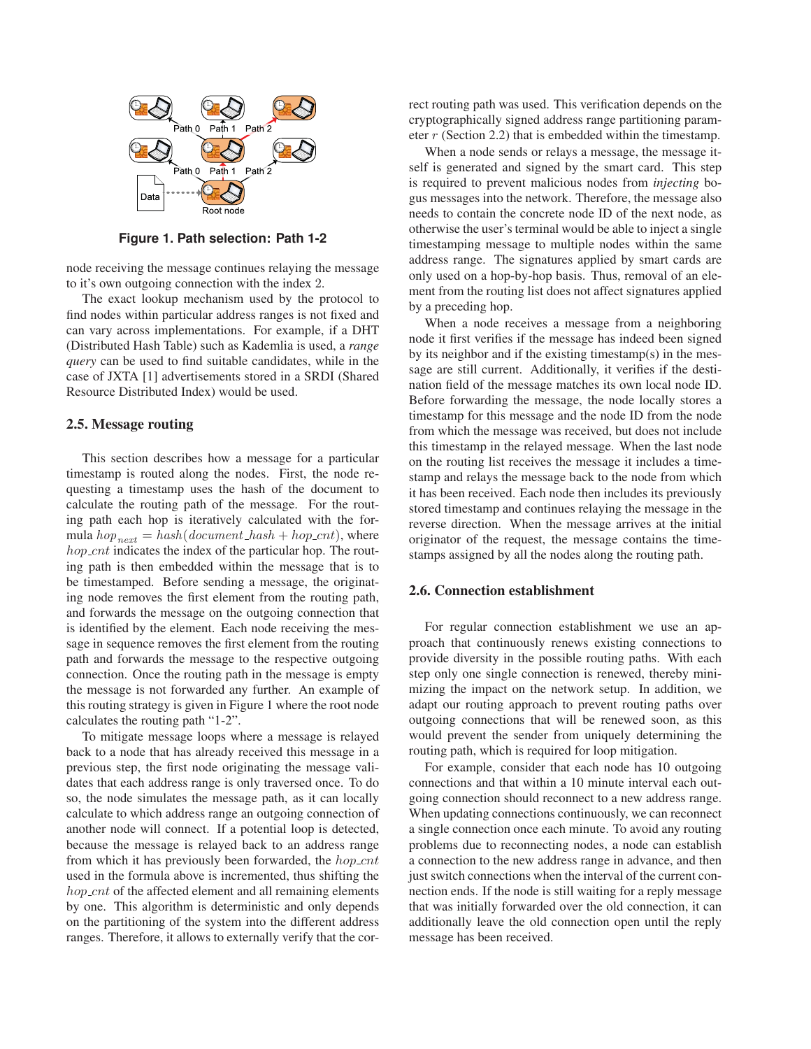**Figure 1. Path selection: Path 1-2**

node receiving the message continues relaying the message to it's own outgoing connection with the index 2.

The exact lookup mechanism used by the protocol to find nodes within particular address ranges is not fixed and can vary across implementations. For example, if a DHT (Distributed Hash Table) such as Kademlia is used, a *range query* can be used to find suitable candidates, while in the case of JXTA [1] advertisements stored in a SRDI (Shared Resource Distributed Index) would be used.

### 2.5. Message routing

This section describes how a message for a particular timestamp is routed along the nodes. First, the node requesting a timestamp uses the hash of the document to calculate the routing path of the message. For the routing path each hop is iteratively calculated with the formula $hop_{next} = hash(document\_hash + hop\_cnt)$, where $hop\_cnt$ indicates the index of the particular hop. The routing path is then embedded within the message that is to be timestamped. Before sending a message, the originating node removes the first element from the routing path, and forwards the message on the outgoing connection that is identified by the element. Each node receiving the message in sequence removes the first element from the routing path and forwards the message to the respective outgoing connection. Once the routing path in the message is empty the message is not forwarded any further. An example of this routing strategy is given in Figure 1 where the root node calculates the routing path "1-2".

To mitigate message loops where a message is relayed back to a node that has already received this message in a previous step, the first node originating the message validates that each address range is only traversed once. To do so, the node simulates the message path, as it can locally calculate to which address range an outgoing connection of another node will connect. If a potential loop is detected, because the message is relayed back to an address range from which it has previously been forwarded, the $hop\_cnt$ used in the formula above is incremented, thus shifting the $hop\_cnt$ of the affected element and all remaining elements by one. This algorithm is deterministic and only depends on the partitioning of the system into the different address ranges. Therefore, it allows to externally verify that the correct routing path was used. This verification depends on the cryptographically signed address range partitioning parameter $r$ (Section 2.2) that is embedded within the timestamp.

When a node sends or relays a message, the message itself is generated and signed by the smart card. This step is required to prevent malicious nodes from *injecting* bogus messages into the network. Therefore, the message also needs to contain the concrete node ID of the next node, as otherwise the user's terminal would be able to inject a single timestamping message to multiple nodes within the same address range. The signatures applied by smart cards are only used on a hop-by-hop basis. Thus, removal of an element from the routing list does not affect signatures applied by a preceding hop.

When a node receives a message from a neighboring node it first verifies if the message has indeed been signed by its neighbor and if the existing timestamp(s) in the message are still current. Additionally, it verifies if the destination field of the message matches its own local node ID. Before forwarding the message, the node locally stores a timestamp for this message and the node ID from the node from which the message was received, but does not include this timestamp in the relayed message. When the last node on the routing list receives the message it includes a timestamp and relays the message back to the node from which it has been received. Each node then includes its previously stored timestamp and continues relaying the message in the reverse direction. When the message arrives at the initial originator of the request, the message contains the timestamps assigned by all the nodes along the routing path.

### 2.6. Connection establishment

For regular connection establishment we use an approach that continuously renews existing connections to provide diversity in the possible routing paths. With each step only one single connection is renewed, thereby minimizing the impact on the network setup. In addition, we adapt our routing approach to prevent routing paths over outgoing connections that will be renewed soon, as this would prevent the sender from uniquely determining the routing path, which is required for loop mitigation.

For example, consider that each node has 10 outgoing connections and that within a 10 minute interval each outgoing connection should reconnect to a new address range. When updating connections continuously, we can reconnect a single connection once each minute. To avoid any routing problems due to reconnecting nodes, a node can establish a connection to the new address range in advance, and then just switch connections when the interval of the current connection ends. If the node is still waiting for a reply message that was initially forwarded over the old connection, it can additionally leave the old connection open until the reply message has been received.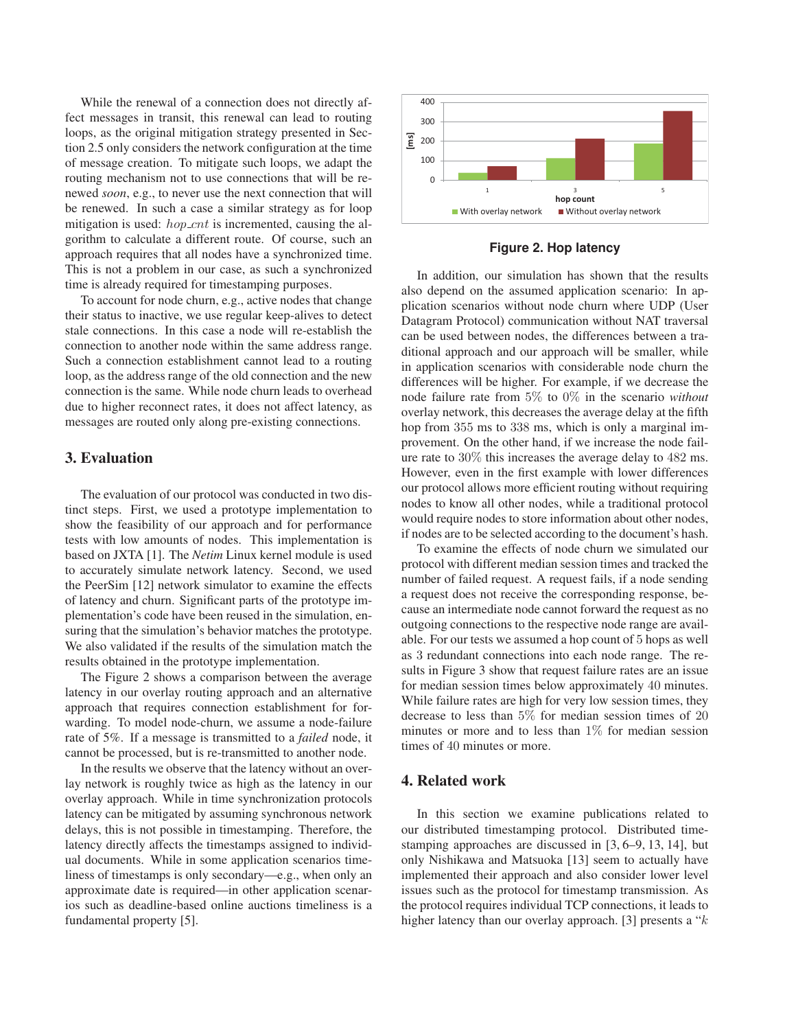While the renewal of a connection does not directly affect messages in transit, this renewal can lead to routing loops, as the original mitigation strategy presented in Section 2.5 only considers the network configuration at the time of message creation. To mitigate such loops, we adapt the routing mechanism not to use connections that will be renewed *soon*, e.g., to never use the next connection that will be renewed. In such a case a similar strategy as for loop mitigation is used: $hop\_cnt$ is incremented, causing the algorithm to calculate a different route. Of course, such an approach requires that all nodes have a synchronized time. This is not a problem in our case, as such a synchronized time is already required for timestamping purposes.

To account for node churn, e.g., active nodes that change their status to inactive, we use regular keep-alives to detect stale connections. In this case a node will re-establish the connection to another node within the same address range. Such a connection establishment cannot lead to a routing loop, as the address range of the old connection and the new connection is the same. While node churn leads to overhead due to higher reconnect rates, it does not affect latency, as messages are routed only along pre-existing connections.

## 3. Evaluation

The evaluation of our protocol was conducted in two distinct steps. First, we used a prototype implementation to show the feasibility of our approach and for performance tests with low amounts of nodes. This implementation is based on JXTA [1]. The *Netim* Linux kernel module is used to accurately simulate network latency. Second, we used the PeerSim [12] network simulator to examine the effects of latency and churn. Significant parts of the prototype implementation's code have been reused in the simulation, ensuring that the simulation's behavior matches the prototype. We also validated if the results of the simulation match the results obtained in the prototype implementation.

The Figure 2 shows a comparison between the average latency in our overlay routing approach and an alternative approach that requires connection establishment for forwarding. To model node-churn, we assume a node-failure rate of 5%. If a message is transmitted to a *failed* node, it cannot be processed, but is re-transmitted to another node.

In the results we observe that the latency without an overlay network is roughly twice as high as the latency in our overlay approach. While in time synchronization protocols latency can be mitigated by assuming synchronous network delays, this is not possible in timestamping. Therefore, the latency directly affects the timestamps assigned to individual documents. While in some application scenarios timeliness of timestamps is only secondary—e.g., when only an approximate date is required—in other application scenarios such as deadline-based online auctions timeliness is a fundamental property [5].

**Figure 2. Hop latency**

In addition, our simulation has shown that the results also depend on the assumed application scenario: In application scenarios without node churn where UDP (User Datagram Protocol) communication without NAT traversal can be used between nodes, the differences between a traditional approach and our approach will be smaller, while in application scenarios with considerable node churn the differences will be higher. For example, if we decrease the node failure rate from $5\%$ to $0\%$ in the scenario *without* overlay network, this decreases the average delay at the fifth hop from $355$ ms to $338$ ms, which is only a marginal improvement. On the other hand, if we increase the node failure rate to $30\%$ this increases the average delay to $482$ ms. However, even in the first example with lower differences our protocol allows more efficient routing without requiring nodes to know all other nodes, while a traditional protocol would require nodes to store information about other nodes, if nodes are to be selected according to the document's hash.

To examine the effects of node churn we simulated our protocol with different median session times and tracked the number of failed request. A request fails, if a node sending a request does not receive the corresponding response, because an intermediate node cannot forward the request as no outgoing connections to the respective node range are available. For our tests we assumed a hop count of $5$ hops as well as $3$ redundant connections into each node range. The results in Figure 3 show that request failure rates are an issue for median session times below approximately $40$ minutes. While failure rates are high for very low session times, they decrease to less than $5\%$ for median session times of $20$ minutes or more and to less than $1\%$ for median session times of $40$ minutes or more.

## 4. Related work

In this section we examine publications related to our distributed timestamping protocol. Distributed timestamping approaches are discussed in [3, 6–9, 13, 14], but only Nishikawa and Matsuoka [13] seem to actually have implemented their approach and also consider lower level issues such as the protocol for timestamp transmission. As the protocol requires individual TCP connections, it leads to higher latency than our overlay approach. [3] presents a "$k$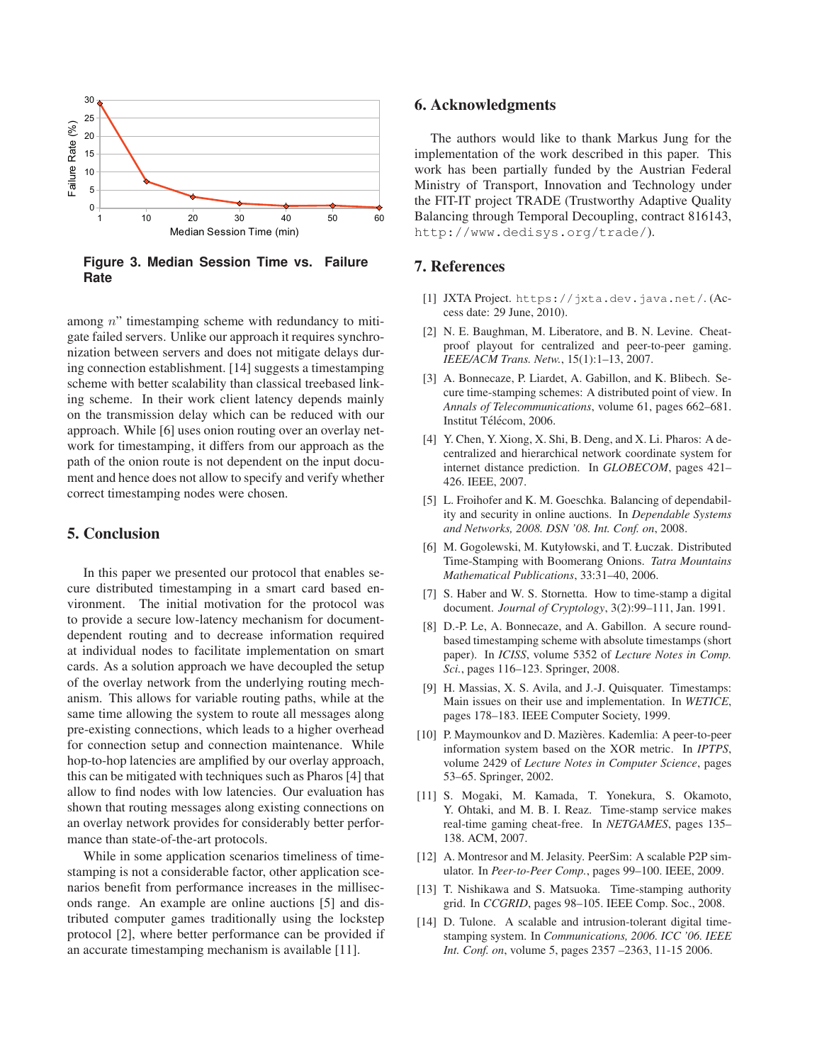30
25
20
15
10
5
0
Failure Rate (%)
1 10 20 30 40 50 60
Median Session Time (min)

**Figure 3. Median Session Time vs. Failure Rate**

among $n$" timestamping scheme with redundancy to mitigate failed servers. Unlike our approach it requires synchronization between servers and does not mitigate delays during connection establishment. [14] suggests a timestamping scheme with better scalability than classical treebased linking scheme. In their work client latency depends mainly on the transmission delay which can be reduced with our approach. While [6] uses onion routing over an overlay network for timestamping, it differs from our approach as the path of the onion route is not dependent on the input document and hence does not allow to specify and verify whether correct timestamping nodes were chosen.

## 5. Conclusion

In this paper we presented our protocol that enables secure distributed timestamping in a smart card based environment. The initial motivation for the protocol was to provide a secure low-latency mechanism for document-dependent routing and to decrease information required at individual nodes to facilitate implementation on smart cards. As a solution approach we have decoupled the setup of the overlay network from the underlying routing mechanism. This allows for variable routing paths, while at the same time allowing the system to route all messages along pre-existing connections, which leads to a higher overhead for connection setup and connection maintenance. While hop-to-hop latencies are amplified by our overlay approach, this can be mitigated with techniques such as Pharos [4] that allow to find nodes with low latencies. Our evaluation has shown that routing messages along existing connections on an overlay network provides for considerably better performance than state-of-the-art protocols.

While in some application scenarios timeliness of timestamping is not a considerable factor, other application scenarios benefit from performance increases in the milliseconds range. An example are online auctions [5] and distributed computer games traditionally using the lockstep protocol [2], where better performance can be provided if an accurate timestamping mechanism is available [11].

## 6. Acknowledgments

The authors would like to thank Markus Jung for the implementation of the work described in this paper. This work has been partially funded by the Austrian Federal Ministry of Transport, Innovation and Technology under the FIT-IT project TRADE (Trustworthy Adaptive Quality Balancing through Temporal Decoupling, contract 816143, `http://www.dedisys.org/trade/`).

## 7. References

[1] JXTA Project. `https://jxta.dev.java.net/`. (Access date: 29 June, 2010).

[2] N. E. Baughman, M. Liberatore, and B. N. Levine. Cheat-proof playout for centralized and peer-to-peer gaming. *IEEE/ACM Trans. Netw.*, 15(1):1–13, 2007.

[3] A. Bonnecaze, P. Liardet, A. Gabillon, and K. Blibech. Secure time-stamping schemes: A distributed point of view. In *Annals of Telecommunications*, volume 61, pages 662–681. Institut Télécom, 2006.

[4] Y. Chen, Y. Xiong, X. Shi, B. Deng, and X. Li. Pharos: A decentralized and hierarchical network coordinate system for internet distance prediction. In *GLOBECOM*, pages 421–426. IEEE, 2007.

[5] L. Froihofer and K. M. Goeschka. Balancing of dependability and security in online auctions. In *Dependable Systems and Networks, 2008. DSN '08. Int. Conf. on*, 2008.

[6] M. Gogolewski, M. Kutyłowski, and T. Łuczak. Distributed Time-Stamping with Boomerang Onions. *Tatra Mountains Mathematical Publications*, 33:31–40, 2006.

[7] S. Haber and W. S. Stornetta. How to time-stamp a digital document. *Journal of Cryptology*, 3(2):99–111, Jan. 1991.

[8] D.-P. Le, A. Bonnecaze, and A. Gabillon. A secure round-based timestamping scheme with absolute timestamps (short paper). In *ICISS*, volume 5352 of *Lecture Notes in Comp. Sci.*, pages 116–123. Springer, 2008.

[9] H. Massias, X. S. Avila, and J.-J. Quisquater. Timestamps: Main issues on their use and implementation. In *WETICE*, pages 178–183. IEEE Computer Society, 1999.

[10] P. Maymounkov and D. Mazières. Kademlia: A peer-to-peer information system based on the XOR metric. In *IPTPS*, volume 2429 of *Lecture Notes in Computer Science*, pages 53–65. Springer, 2002.

[11] S. Mogaki, M. Kamada, T. Yonekura, S. Okamoto, Y. Ohtaki, and M. B. I. Reaz. Time-stamp service makes real-time gaming cheat-free. In *NETGAMES*, pages 135–138. ACM, 2007.

[12] A. Montresor and M. Jelasity. PeerSim: A scalable P2P simulator. In *Peer-to-Peer Comp.*, pages 99–100. IEEE, 2009.

[13] T. Nishikawa and S. Matsuoka. Time-stamping authority grid. In *CCGRID*, pages 98–105. IEEE Comp. Soc., 2008.

[14] D. Tulone. A scalable and intrusion-tolerant digital time-stamping system. In *Communications, 2006. ICC '06. IEEE Int. Conf. on*, volume 5, pages 2357 –2363, 11-15 2006.